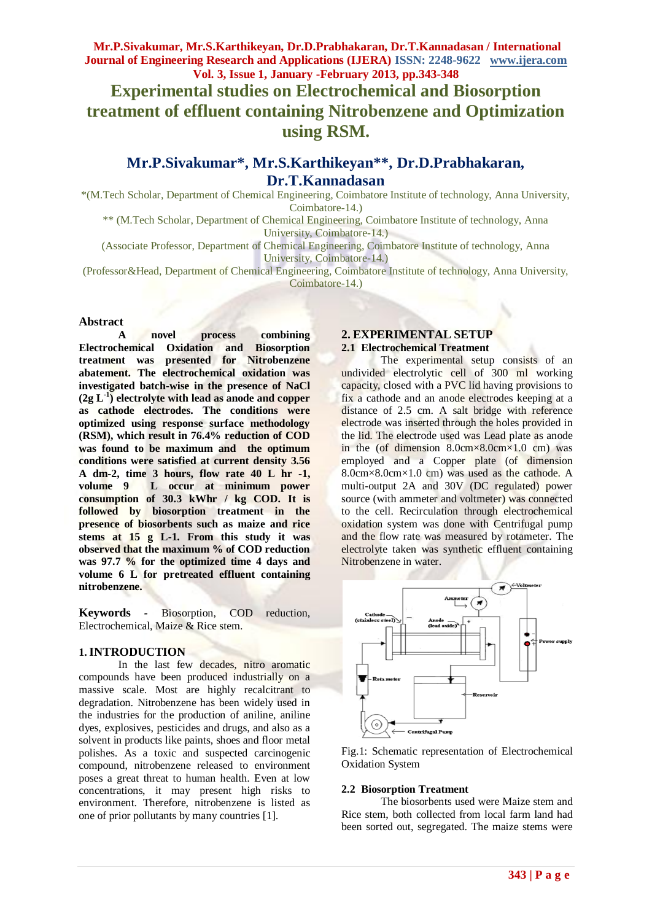# Experimental studies on Electrochemical and Biosorption treatment of effluent containing Nitrobenzene and Optimization using RSM.

## Mr.P.Sivakumar*, Mr.S.Karthikeyan**, Dr.D.Prabhakaran, Dr.T.Kannadasan

*(M.Tech Scholar, Department of Chemical Engineering, Coimbatore Institute of technology, Anna University, Coimbatore-14.)

** (M.Tech Scholar, Department of Chemical Engineering, Coimbatore Institute of technology, Anna University, Coimbatore-14.)

(Associate Professor, Department of Chemical Engineering, Coimbatore Institute of technology, Anna University, Coimbatore-14.)

(Professor&Head, Department of Chemical Engineering, Coimbatore Institute of technology, Anna University, Coimbatore-14.)

### Abstract

**A novel process combining Electrochemical Oxidation and Biosorption treatment was presented for Nitrobenzene abatement. The electrochemical oxidation was investigated batch-wise in the presence of NaCl (2g $L^{-1}$) electrolyte with lead as anode and copper as cathode electrodes. The conditions were optimized using response surface methodology (RSM), which result in 76.4% reduction of COD was found to be maximum and the optimum conditions were satisfied at current density 3.56 A dm-2, time 3 hours, flow rate 40 L hr -1, volume 9 L occur at minimum power consumption of 30.3 kWhr / kg COD. It is followed by biosorption treatment in the presence of biosorbents such as maize and rice stems at 15 g L-1. From this study it was observed that the maximum % of COD reduction was 97.7 % for the optimized time 4 days and volume 6 L for pretreated effluent containing nitrobenzene.**

**Keywords** - Biosorption, COD reduction, Electrochemical, Maize & Rice stem.

## 1. INTRODUCTION

In the last few decades, nitro aromatic compounds have been produced industrially on a massive scale. Most are highly recalcitrant to degradation. Nitrobenzene has been widely used in the industries for the production of aniline, aniline dyes, explosives, pesticides and drugs, and also as a solvent in products like paints, shoes and floor metal polishes. As a toxic and suspected carcinogenic compound, nitrobenzene released to environment poses a great threat to human health. Even at low concentrations, it may present high risks to environment. Therefore, nitrobenzene is listed as one of prior pollutants by many countries [1].

## 2. EXPERIMENTAL SETUP

### 2.1 Electrochemical Treatment

The experimental setup consists of an undivided electrolytic cell of 300 ml working capacity, closed with a PVC lid having provisions to fix a cathode and an anode electrodes keeping at a distance of 2.5 cm. A salt bridge with reference electrode was inserted through the holes provided in the lid. The electrode used was Lead plate as anode in the (of dimension 8.0cm×8.0cm×1.0 cm) was employed and a Copper plate (of dimension 8.0cm×8.0cm×1.0 cm) was used as the cathode. A multi-output 2A and 30V (DC regulated) power source (with ammeter and voltmeter) was connected to the cell. Recirculation through electrochemical oxidation system was done with Centrifugal pump and the flow rate was measured by rotameter. The electrolyte taken was synthetic effluent containing Nitrobenzene in water.

Fig.1: Schematic representation of Electrochemical Oxidation System

### 2.2 Biosorption Treatment

The biosorbents used were Maize stem and Rice stem, both collected from local farm land had been sorted out, segregated. The maize stems were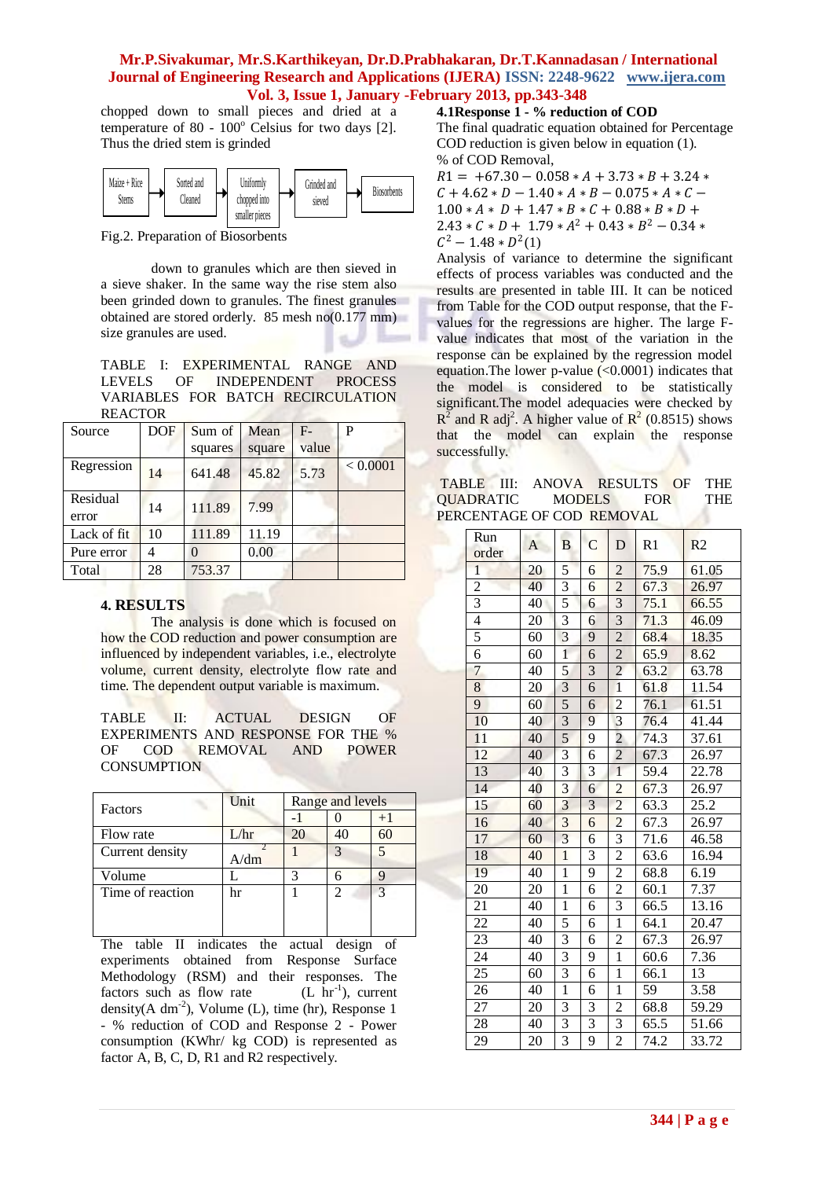chopped down to small pieces and dried at a temperature of 80 - 100° Celsius for two days [2]. Thus the dried stem is grinded

Maize + Rice Stems → Sorted and Cleaned → Uniformly chopped into smaller pieces → Grinded and sieved → Biosorbents

Fig.2. Preparation of Biosorbents

down to granules which are then sieved in a sieve shaker. In the same way the rise stem also been grinded down to granules. The finest granules obtained are stored orderly. 85 mesh no(0.177 mm) size granules are used.

TABLE I: EXPERIMENTAL RANGE AND LEVELS OF INDEPENDENT PROCESS VARIABLES FOR BATCH RECIRCULATION REACTOR

| Source | DOF | Sum of squares | Mean square | F-value | P |
|---|---|---|---|---|---|
| Regression | 14 | 641.48 | 45.82 | 5.73 | < 0.0001 |
| Residual error | 14 | 111.89 | 7.99 | | |
| Lack of fit | 10 | 111.89 | 11.19 | | |
| Pure error | 4 | 0 | 0.00 | | |
| Total | 28 | 753.37 | | | |

## 4. RESULTS

The analysis is done which is focused on how the COD reduction and power consumption are influenced by independent variables, i.e., electrolyte volume, current density, electrolyte flow rate and time. The dependent output variable is maximum.

TABLE II: ACTUAL DESIGN OF EXPERIMENTS AND RESPONSE FOR THE % OF COD REMOVAL AND POWER CONSUMPTION

| Factors | Unit | Range and levels | | |
|---|---|---|---|---|
| | | -1 | 0 | +1 |
| Flow rate | L/hr | 20 | 40 | 60 |
| Current density | $A/dm^2$ | 1 | 3 | 5 |
| Volume | L | 3 | 6 | 9 |
| Time of reaction | hr | 1 | 2 | 3 |

The table II indicates the actual design of experiments obtained from Response Surface Methodology (RSM) and their responses. The factors such as flow rate (L $hr^{-1}$), current density(A $dm^{-2}$), Volume (L), time (hr), Response 1 - % reduction of COD and Response 2 - Power consumption (KWhr/ kg COD) is represented as factor A, B, C, D, R1 and R2 respectively.

### 4.1Response 1 - % reduction of COD

The final quadratic equation obtained for Percentage COD reduction is given below in equation (1).

% of COD Removal,

$$R1 = +67.30 - 0.058 * A + 3.73 * B + 3.24 * C + 4.62 * D - 1.40 * A * B - 0.075 * A * C - 1.00 * A * D + 1.47 * B * C + 0.88 * B * D + 2.43 * C * D + 1.79 * A^2 + 0.43 * B^2 - 0.34 * C^2 - 1.48 * D^2 \quad (1)$$

Analysis of variance to determine the significant effects of process variables was conducted and the results are presented in table III. It can be noticed from Table for the COD output response, that the F-values for the regressions are higher. The large F-value indicates that most of the variation in the response can be explained by the regression model equation.The lower p-value (<0.0001) indicates that the model is considered to be statistically significant.The model adequacies were checked by $R^2$ and R $adj^2$. A higher value of $R^2$ (0.8515) shows that the model can explain the response successfully.

TABLE III: ANOVA RESULTS OF THE QUADRATIC MODELS FOR THE PERCENTAGE OF COD REMOVAL

| Run order | A | B | C | D | R1 | R2 |
|---|---|---|---|---|---|---|
| 1 | 20 | 5 | 6 | 2 | 75.9 | 61.05 |
| 2 | 40 | 3 | 6 | 2 | 67.3 | 26.97 |
| 3 | 40 | 5 | 6 | 3 | 75.1 | 66.55 |
| 4 | 20 | 3 | 6 | 3 | 71.3 | 46.09 |
| 5 | 60 | 3 | 9 | 2 | 68.4 | 18.35 |
| 6 | 60 | 1 | 6 | 2 | 65.9 | 8.62 |
| 7 | 40 | 5 | 3 | 2 | 63.2 | 63.78 |
| 8 | 20 | 3 | 6 | 1 | 61.8 | 11.54 |
| 9 | 60 | 5 | 6 | 2 | 76.1 | 61.51 |
| 10 | 40 | 3 | 9 | 3 | 76.4 | 41.44 |
| 11 | 40 | 5 | 9 | 2 | 74.3 | 37.61 |
| 12 | 40 | 3 | 6 | 2 | 67.3 | 26.97 |
| 13 | 40 | 3 | 3 | 1 | 59.4 | 22.78 |
| 14 | 40 | 3 | 6 | 2 | 67.3 | 26.97 |
| 15 | 60 | 3 | 3 | 2 | 63.3 | 25.2 |
| 16 | 40 | 3 | 6 | 2 | 67.3 | 26.97 |
| 17 | 60 | 3 | 6 | 3 | 71.6 | 46.58 |
| 18 | 40 | 1 | 3 | 2 | 63.6 | 16.94 |
| 19 | 40 | 1 | 9 | 2 | 68.8 | 6.19 |
| 20 | 20 | 1 | 6 | 2 | 60.1 | 7.37 |
| 21 | 40 | 1 | 6 | 3 | 66.5 | 13.16 |
| 22 | 40 | 5 | 6 | 1 | 64.1 | 20.47 |
| 23 | 40 | 3 | 6 | 2 | 67.3 | 26.97 |
| 24 | 40 | 3 | 9 | 1 | 60.6 | 7.36 |
| 25 | 60 | 3 | 6 | 1 | 66.1 | 13 |
| 26 | 40 | 1 | 6 | 1 | 59 | 3.58 |
| 27 | 20 | 3 | 3 | 2 | 68.8 | 59.29 |
| 28 | 40 | 3 | 3 | 3 | 65.5 | 51.66 |
| 29 | 20 | 3 | 9 | 2 | 74.2 | 33.72 |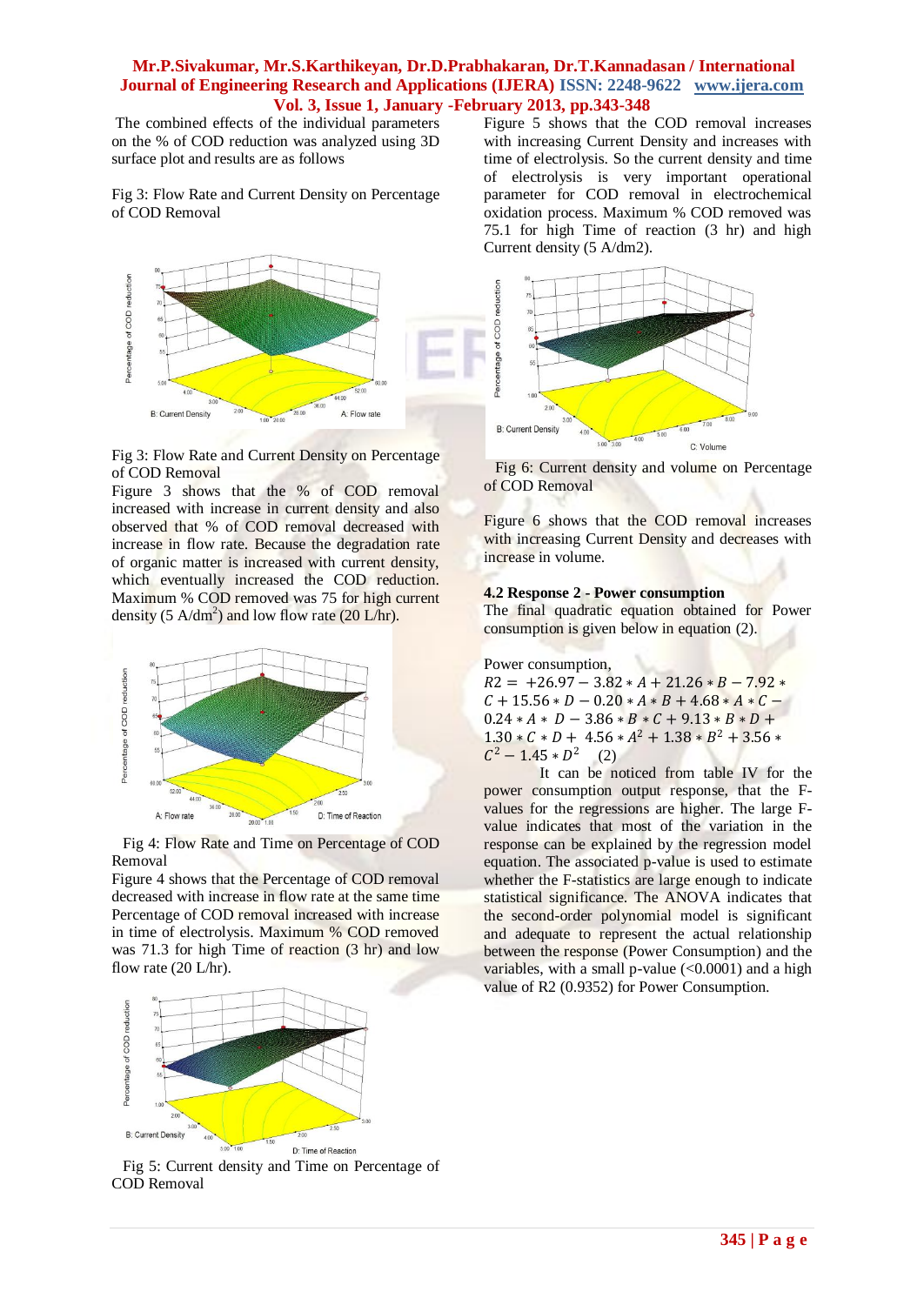The combined effects of the individual parameters on the % of COD reduction was analyzed using 3D surface plot and results are as follows

Fig 3: Flow Rate and Current Density on Percentage of COD Removal

Fig 3: Flow Rate and Current Density on Percentage of COD Removal

Figure 3 shows that the % of COD removal increased with increase in current density and also observed that % of COD removal decreased with increase in flow rate. Because the degradation rate of organic matter is increased with current density, which eventually increased the COD reduction. Maximum % COD removed was 75 for high current density (5 A/dm$^2$) and low flow rate (20 L/hr).

Fig 4: Flow Rate and Time on Percentage of COD Removal

Figure 4 shows that the Percentage of COD removal decreased with increase in flow rate at the same time Percentage of COD removal increased with increase in time of electrolysis. Maximum % COD removed was 71.3 for high Time of reaction (3 hr) and low flow rate (20 L/hr).

Fig 5: Current density and Time on Percentage of COD Removal

Figure 5 shows that the COD removal increases with increasing Current Density and increases with time of electrolysis. So the current density and time of electrolysis is very important operational parameter for COD removal in electrochemical oxidation process. Maximum % COD removed was 75.1 for high Time of reaction (3 hr) and high Current density (5 A/dm2).

Fig 6: Current density and volume on Percentage of COD Removal

Figure 6 shows that the COD removal increases with increasing Current Density and decreases with increase in volume.

### 4.2 Response 2 - Power consumption

The final quadratic equation obtained for Power consumption is given below in equation (2).

Power consumption,

$$R2 = +26.97 - 3.82 * A + 21.26 * B - 7.92 * C + 15.56 * D - 0.20 * A * B + 4.68 * A * C - 0.24 * A * D - 3.86 * B * C + 9.13 * B * D + 1.30 * C * D + 4.56 * A^2 + 1.38 * B^2 + 3.56 * C^2 - 1.45 * D^2 \quad (2)$$

It can be noticed from table IV for the power consumption output response, that the F-values for the regressions are higher. The large F-value indicates that most of the variation in the response can be explained by the regression model equation. The associated p-value is used to estimate whether the F-statistics are large enough to indicate statistical significance. The ANOVA indicates that the second-order polynomial model is significant and adequate to represent the actual relationship between the response (Power Consumption) and the variables, with a small p-value (<0.0001) and a high value of R2 (0.9352) for Power Consumption.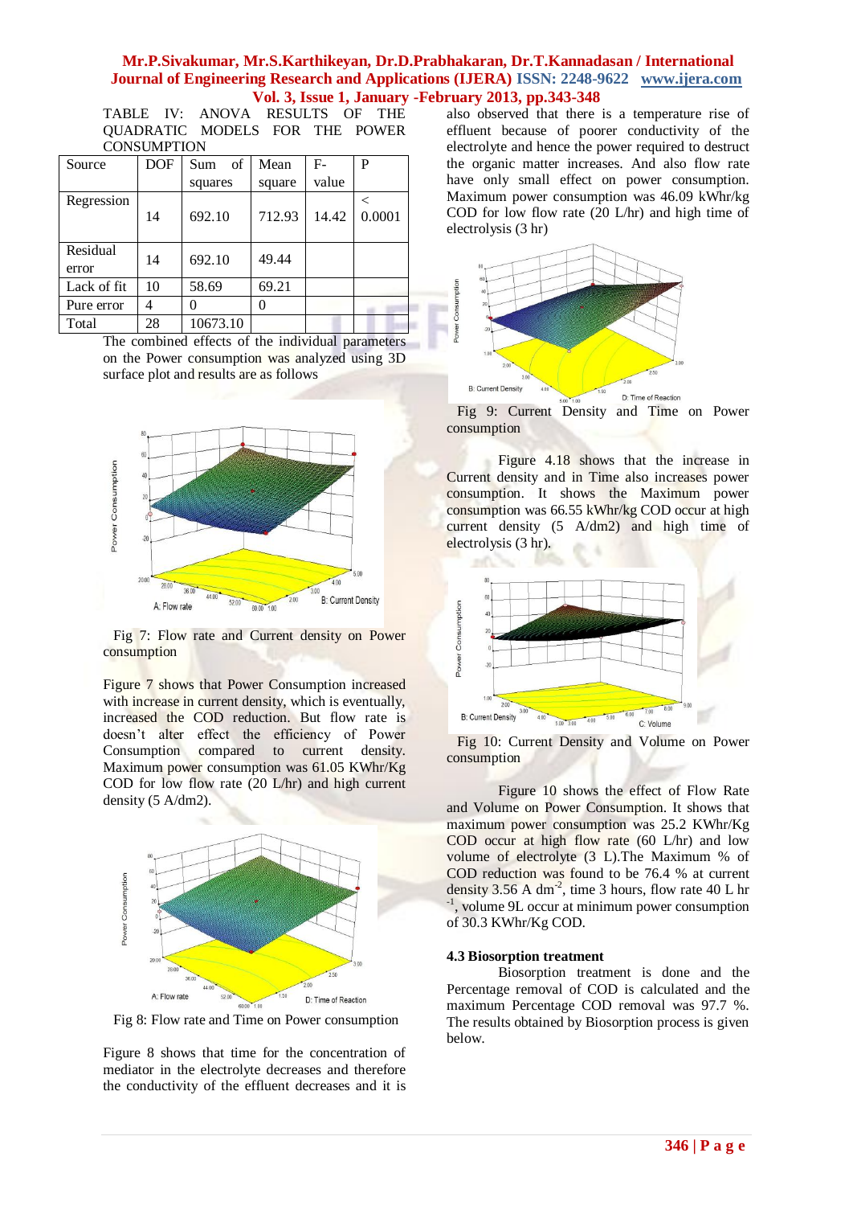TABLE IV: ANOVA RESULTS OF THE QUADRATIC MODELS FOR THE POWER CONSUMPTION

| Source | DOF | Sum of squares | Mean square | F-value | P |
|---|---|---|---|---|---|
| Regression | 14 | 692.10 | 712.93 | 14.42 | < 0.0001 |
| Residual error | 14 | 692.10 | 49.44 | | |
| Lack of fit | 10 | 58.69 | 69.21 | | |
| Pure error | 4 | 0 | 0 | | |
| Total | 28 | 10673.10 | | | |

The combined effects of the individual parameters on the Power consumption was analyzed using 3D surface plot and results are as follows

Fig 7: Flow rate and Current density on Power consumption

Figure 7 shows that Power Consumption increased with increase in current density, which is eventually, increased the COD reduction. But flow rate is doesn't alter effect the efficiency of Power Consumption compared to current density. Maximum power consumption was 61.05 KWhr/Kg COD for low flow rate (20 L/hr) and high current density (5 A/dm2).

Fig 8: Flow rate and Time on Power consumption

Figure 8 shows that time for the concentration of mediator in the electrolyte decreases and therefore the conductivity of the effluent decreases and it is also observed that there is a temperature rise of effluent because of poorer conductivity of the electrolyte and hence the power required to destruct the organic matter increases. And also flow rate have only small effect on power consumption. Maximum power consumption was 46.09 kWhr/kg COD for low flow rate (20 L/hr) and high time of electrolysis (3 hr)

Fig 9: Current Density and Time on Power consumption

Figure 4.18 shows that the increase in Current density and in Time also increases power consumption. It shows the Maximum power consumption was 66.55 kWhr/kg COD occur at high current density (5 A/dm2) and high time of electrolysis (3 hr).

Fig 10: Current Density and Volume on Power consumption

Figure 10 shows the effect of Flow Rate and Volume on Power Consumption. It shows that maximum power consumption was 25.2 KWhr/Kg COD occur at high flow rate (60 L/hr) and low volume of electrolyte (3 L).The Maximum % of COD reduction was found to be 76.4 % at current density 3.56 A $dm^{-2}$, time 3 hours, flow rate 40 L $hr^{-1}$, volume 9L occur at minimum power consumption of 30.3 KWhr/Kg COD.

### 4.3 Biosorption treatment

Biosorption treatment is done and the Percentage removal of COD is calculated and the maximum Percentage COD removal was 97.7 %. The results obtained by Biosorption process is given below.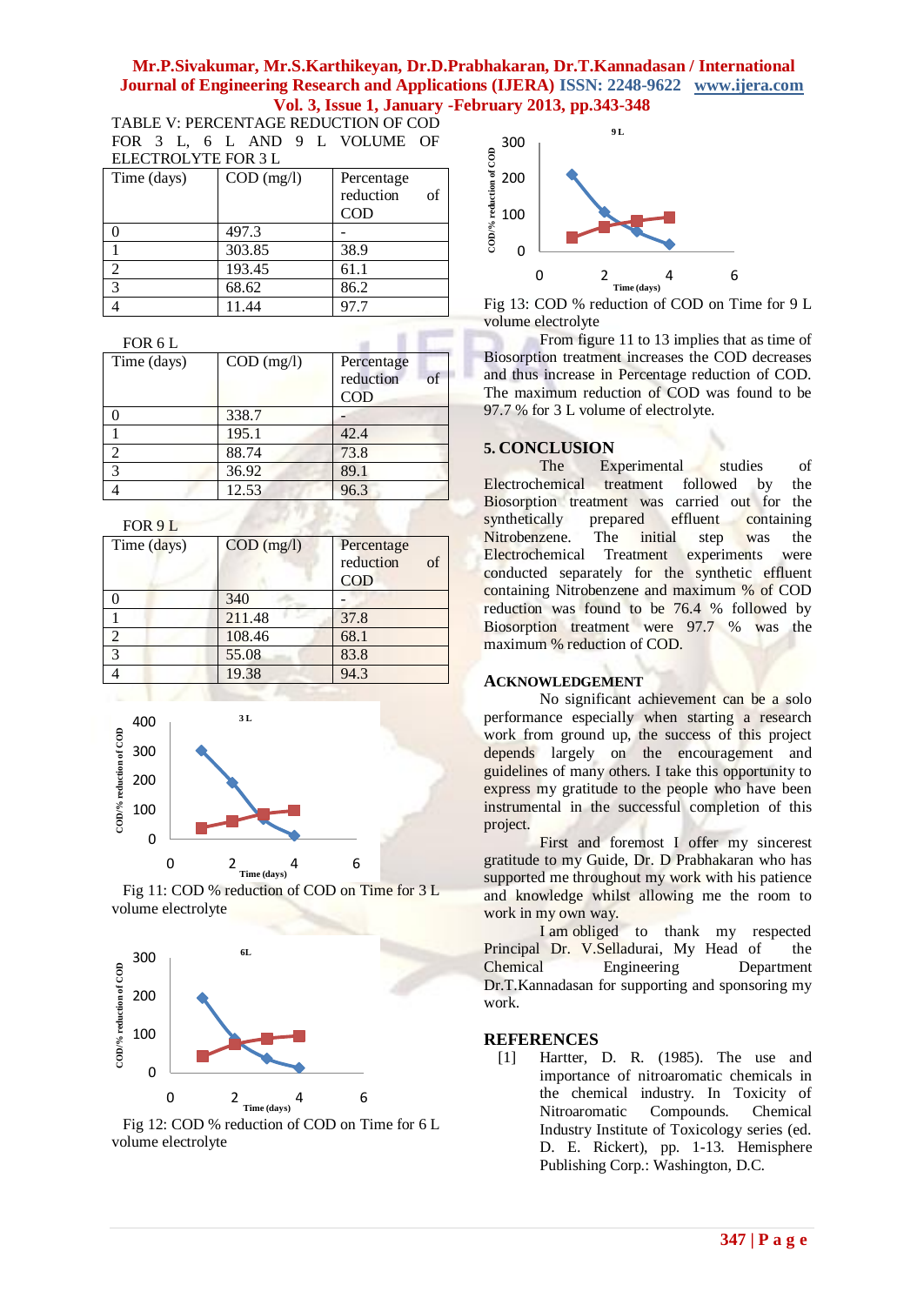TABLE V: PERCENTAGE REDUCTION OF COD FOR 3 L, 6 L AND 9 L VOLUME OF ELECTROLYTE FOR 3 L

| Time (days) | COD (mg/l) | Percentage reduction of COD |
|---|---|---|
| 0 | 497.3 | - |
| 1 | 303.85 | 38.9 |
| 2 | 193.45 | 61.1 |
| 3 | 68.62 | 86.2 |
| 4 | 11.44 | 97.7 |

FOR 6 L

| Time (days) | COD (mg/l) | Percentage reduction of COD |
|---|---|---|
| 0 | 338.7 | - |
| 1 | 195.1 | 42.4 |
| 2 | 88.74 | 73.8 |
| 3 | 36.92 | 89.1 |
| 4 | 12.53 | 96.3 |

FOR 9 L

| Time (days) | COD (mg/l) | Percentage reduction of COD |
|---|---|---|
| 0 | 340 | - |
| 1 | 211.48 | 37.8 |
| 2 | 108.46 | 68.1 |
| 3 | 55.08 | 83.8 |
| 4 | 19.38 | 94.3 |

Fig 11: COD % reduction of COD on Time for 3 L volume electrolyte

Fig 12: COD % reduction of COD on Time for 6 L volume electrolyte

Fig 13: COD % reduction of COD on Time for 9 L volume electrolyte

From figure 11 to 13 implies that as time of Biosorption treatment increases the COD decreases and thus increase in Percentage reduction of COD. The maximum reduction of COD was found to be 97.7 % for 3 L volume of electrolyte.

## 5. CONCLUSION

The Experimental studies of Electrochemical treatment followed by the Biosorption treatment was carried out for the synthetically prepared effluent containing Nitrobenzene. The initial step was the Electrochemical Treatment experiments were conducted separately for the synthetic effluent containing Nitrobenzene and maximum % of COD reduction was found to be 76.4 % followed by Biosorption treatment were 97.7 % was the maximum % reduction of COD.

## ACKNOWLEDGEMENT

No significant achievement can be a solo performance especially when starting a research work from ground up, the success of this project depends largely on the encouragement and guidelines of many others. I take this opportunity to express my gratitude to the people who have been instrumental in the successful completion of this project.

First and foremost I offer my sincerest gratitude to my Guide, Dr. D Prabhakaran, who has supported me throughout my work with his patience and knowledge whilst allowing me the room to work in my own way.

I am obliged to thank my respected Principal Dr. V.Selladurai, My Head of the Chemical Engineering Department Dr.T.Kannadasan for supporting and sponsoring my work.

## REFERENCES

[1] Hartter, D. R. (1985). The use and importance of nitroaromatic chemicals in the chemical industry. In Toxicity of Nitroaromatic Compounds. Chemical Industry Institute of Toxicology series (ed. D. E. Rickert), pp. 1-13. Hemisphere Publishing Corp.: Washington, D.C.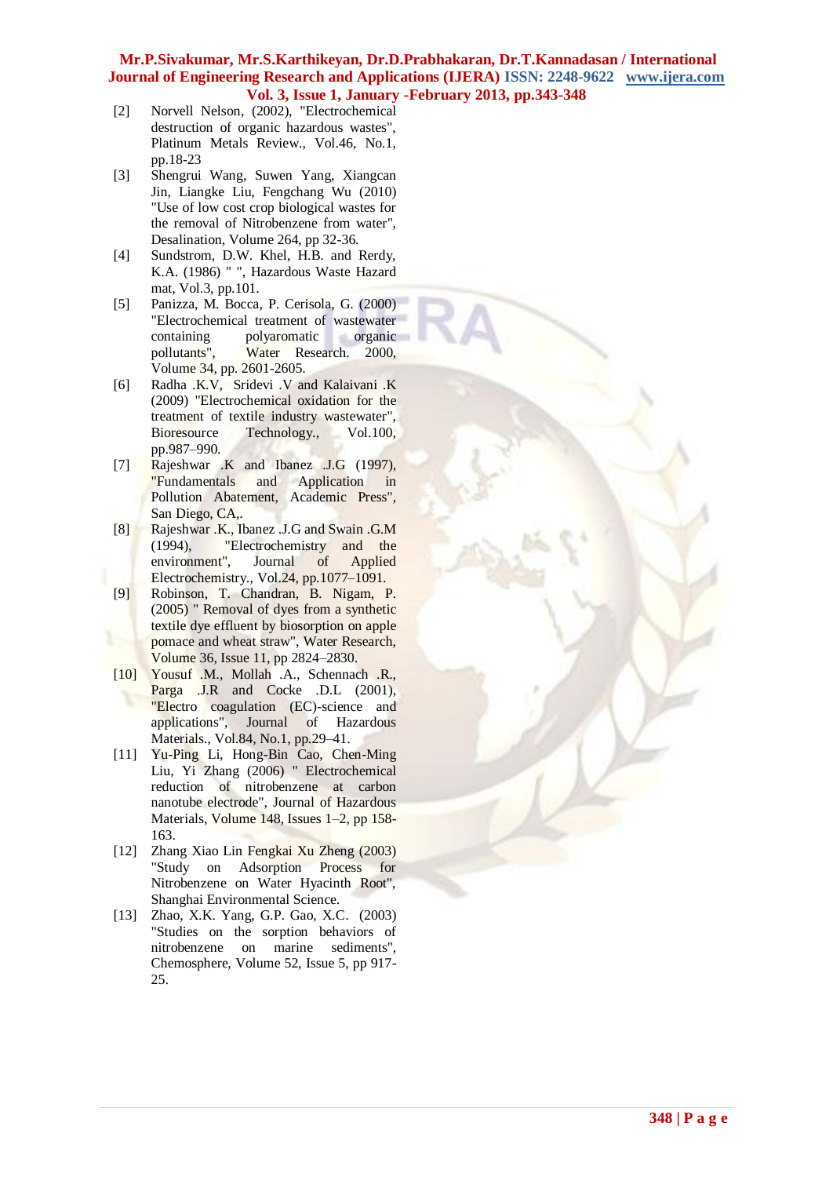[2] Norvell Nelson, (2002), "Electrochemical destruction of organic hazardous wastes", Platinum Metals Review., Vol.46, No.1, pp.18-23

[3] Shengrui Wang, Suwen Yang, Xiangcan Jin, Liangke Liu, Fengchang Wu (2010) "Use of low cost crop biological wastes for the removal of Nitrobenzene from water", Desalination, Volume 264, pp 32-36.

[4] Sundstrom, D.W. Khel, H.B. and Rerdy, K.A. (1986) " ", Hazardous Waste Hazard mat, Vol.3, pp.101.

[5] Panizza, M. Bocca, P. Cerisola, G. (2000) "Electrochemical treatment of wastewater containing polyaromatic organic pollutants", Water Research. 2000, Volume 34, pp. 2601-2605.

[6] Radha .K.V, Sridevi .V and Kalaivani .K (2009) "Electrochemical oxidation for the treatment of textile industry wastewater", Bioresource Technology., Vol.100, pp.987–990.

[7] Rajeshwar .K and Ibanez .J.G (1997), "Fundamentals and Application in Pollution Abatement, Academic Press", San Diego, CA,.

[8] Rajeshwar .K., Ibanez .J.G and Swain .G.M (1994), "Electrochemistry and the environment", Journal of Applied Electrochemistry., Vol.24, pp.1077–1091.

[9] Robinson, T. Chandran, B. Nigam, P. (2005) " Removal of dyes from a synthetic textile dye effluent by biosorption on apple pomace and wheat straw", Water Research, Volume 36, Issue 11, pp 2824–2830.

[10] Yousuf .M., Mollah .A., Schennach .R., Parga .J.R and Cocke .D.L (2001), "Electro coagulation (EC)-science and applications", Journal of Hazardous Materials., Vol.84, No.1, pp.29–41.

[11] Yu-Ping Li, Hong-Bin Cao, Chen-Ming Liu, Yi Zhang (2006) " Electrochemical reduction of nitrobenzene at carbon nanotube electrode", Journal of Hazardous Materials, Volume 148, Issues 1–2, pp 158-163.

[12] Zhang Xiao Lin Fengkai Xu Zheng (2003) "Study on Adsorption Process for Nitrobenzene on Water Hyacinth Root", Shanghai Environmental Science.

[13] Zhao, X.K. Yang, G.P. Gao, X.C. (2003) "Studies on the sorption behaviors of nitrobenzene on marine sediments", Chemosphere, Volume 52, Issue 5, pp 917-25.